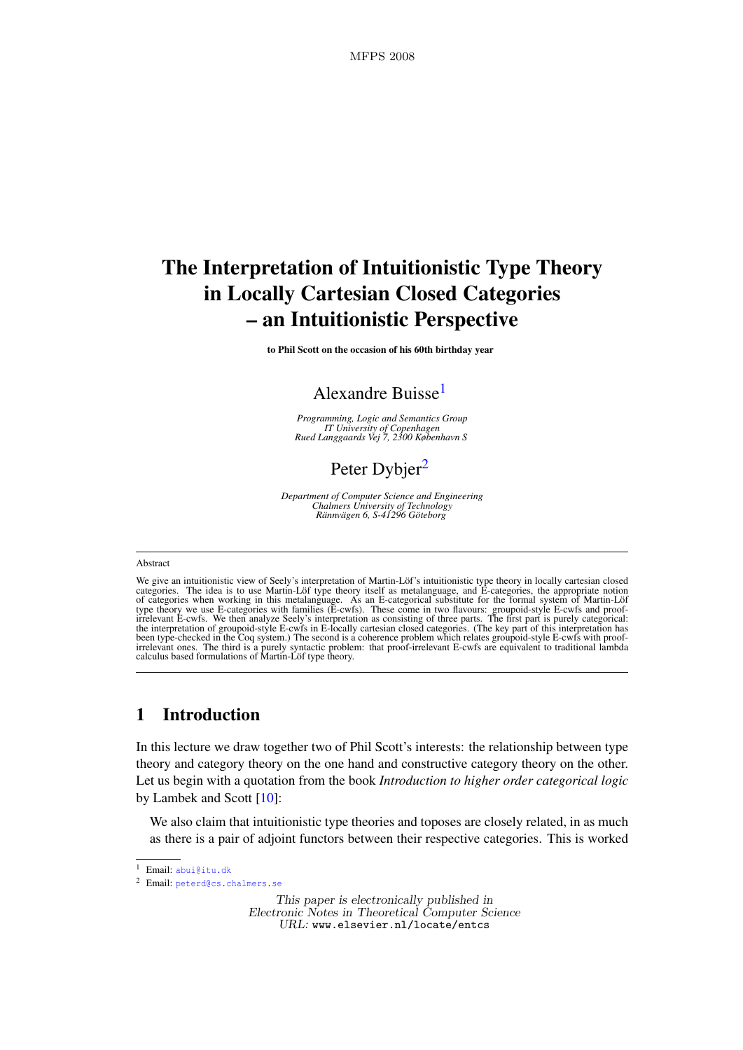# The Interpretation of Intuitionistic Type Theory in Locally Cartesian Closed Categories – an Intuitionistic Perspective

**to Phil Scott on the occasion of his 60th birthday year**

Alexandre Buisse[1]

*Programming, Logic and Semantics Group*
*IT University of Copenhagen*
*Rued Langgaards Vej 7, 2300 København S*

Peter Dybjer[2]

*Department of Computer Science and Engineering*
*Chalmers University of Technology*
*Rännvägen 6, S-41296 Göteborg*

---

Abstract

We give an intuitionistic view of Seely's interpretation of Martin-Löf's intuitionistic type theory in locally cartesian closed categories. The idea is to use Martin-Löf type theory itself as metalanguage, and E-categories, the appropriate notion of categories when working in this metalanguage. As an E-categorical substitute for the formal system of Martin-Löf type theory we use E-categories with families (E-cwfs). These come in two flavours: groupoid-style E-cwfs and proof-irrelevant E-cwfs. We then analyze Seely's interpretation as consisting of three parts. The first part is purely categorical: the interpretation of groupoid-style E-cwfs in E-locally cartesian closed categories. (The key part of this interpretation has been type-checked in the Coq system.) The second is a coherence problem which relates groupoid-style E-cwfs with proof-irrelevant ones. The third is a purely syntactic problem: that proof-irrelevant E-cwfs are equivalent to traditional lambda calculus based formulations of Martin-Löf type theory.

---

## 1 Introduction

In this lecture we draw together two of Phil Scott's interests: the relationship between type theory and category theory on the one hand and constructive category theory on the other. Let us begin with a quotation from the book *Introduction to higher order categorical logic* by Lambek and Scott [10]:

> We also claim that intuitionistic type theories and toposes are closely related, in as much as there is a pair of adjoint functors between their respective categories. This is worked

[1] Email: abui@itu.dk

[2] Email: peterd@cs.chalmers.se

*This paper is electronically published in*
*Electronic Notes in Theoretical Computer Science*
*URL:* www.elsevier.nl/locate/entcs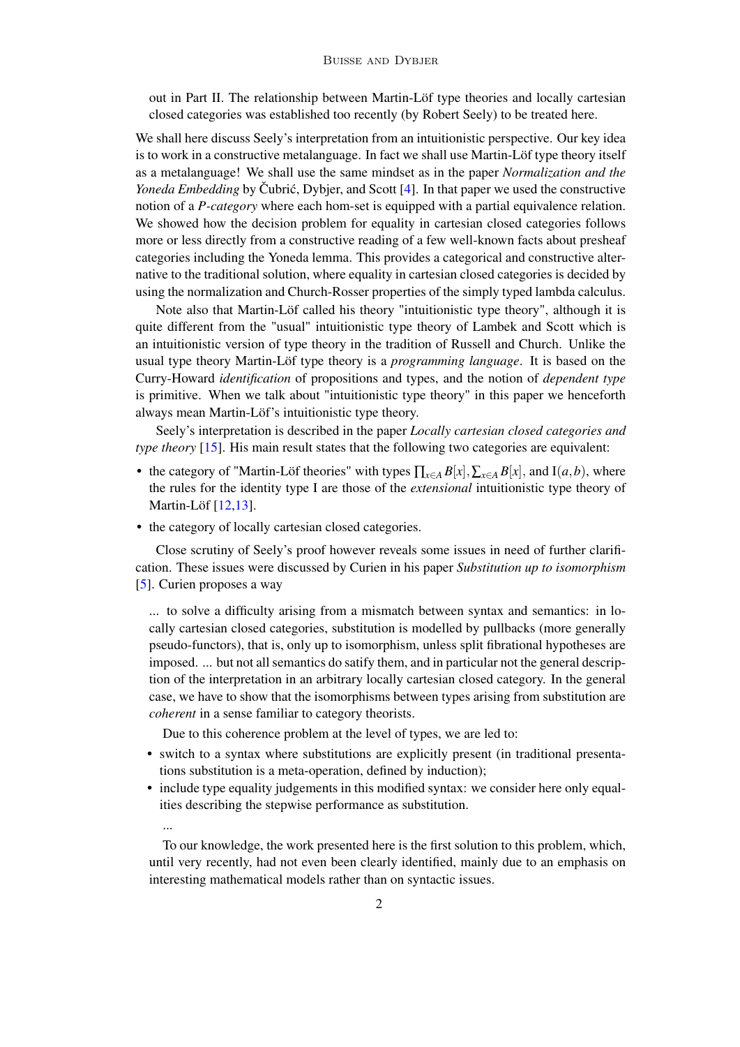out in Part II. The relationship between Martin-Löf type theories and locally cartesian closed categories was established too recently (by Robert Seely) to be treated here.

We shall here discuss Seely's interpretation from an intuitionistic perspective. Our key idea is to work in a constructive metalanguage. In fact we shall use Martin-Löf type theory itself as a metalanguage! We shall use the same mindset as in the paper *Normalization and the Yoneda Embedding* by Čubrić, Dybjer, and Scott [4]. In that paper we used the constructive notion of a *P-category* where each hom-set is equipped with a partial equivalence relation. We showed how the decision problem for equality in cartesian closed categories follows more or less directly from a constructive reading of a few well-known facts about presheaf categories including the Yoneda lemma. This provides a categorical and constructive alternative to the traditional solution, where equality in cartesian closed categories is decided by using the normalization and Church-Rosser properties of the simply typed lambda calculus.

Note also that Martin-Löf called his theory "intuitionistic type theory", although it is quite different from the "usual" intuitionistic type theory of Lambek and Scott which is an intuitionistic version of type theory in the tradition of Russell and Church. Unlike the usual type theory Martin-Löf type theory is a *programming language*. It is based on the Curry-Howard *identification* of propositions and types, and the notion of *dependent type* is primitive. When we talk about "intuitionistic type theory" in this paper we henceforth always mean Martin-Löf's intuitionistic type theory.

Seely's interpretation is described in the paper *Locally cartesian closed categories and type theory* [15]. His main result states that the following two categories are equivalent:

- the category of "Martin-Löf theories" with types $\prod_{x \in A} B[x], \sum_{x \in A} B[x]$, and $\mathrm{I}(a,b)$, where the rules for the identity type I are those of the *extensional* intuitionistic type theory of Martin-Löf [12,13].
- the category of locally cartesian closed categories.

Close scrutiny of Seely's proof however reveals some issues in need of further clarification. These issues were discussed by Curien in his paper *Substitution up to isomorphism* [5]. Curien proposes a way

> ... to solve a difficulty arising from a mismatch between syntax and semantics: in locally cartesian closed categories, substitution is modelled by pullbacks (more generally pseudo-functors), that is, only up to isomorphism, unless split fibrational hypotheses are imposed. ... but not all semantics do satisfy them, and in particular not the general description of the interpretation in an arbitrary locally cartesian closed category. In the general case, we have to show that the isomorphisms between types arising from substitution are *coherent* in a sense familiar to category theorists.
>
> Due to this coherence problem at the level of types, we are led to:
>
> - switch to a syntax where substitutions are explicitly present (in traditional presentations substitution is a meta-operation, defined by induction);
> - include type equality judgements in this modified syntax: we consider here only equalities describing the stepwise performance as substitution.
>
> ...
>
> To our knowledge, the work presented here is the first solution to this problem, which, until very recently, had not even been clearly identified, mainly due to an emphasis on interesting mathematical models rather than on syntactic issues.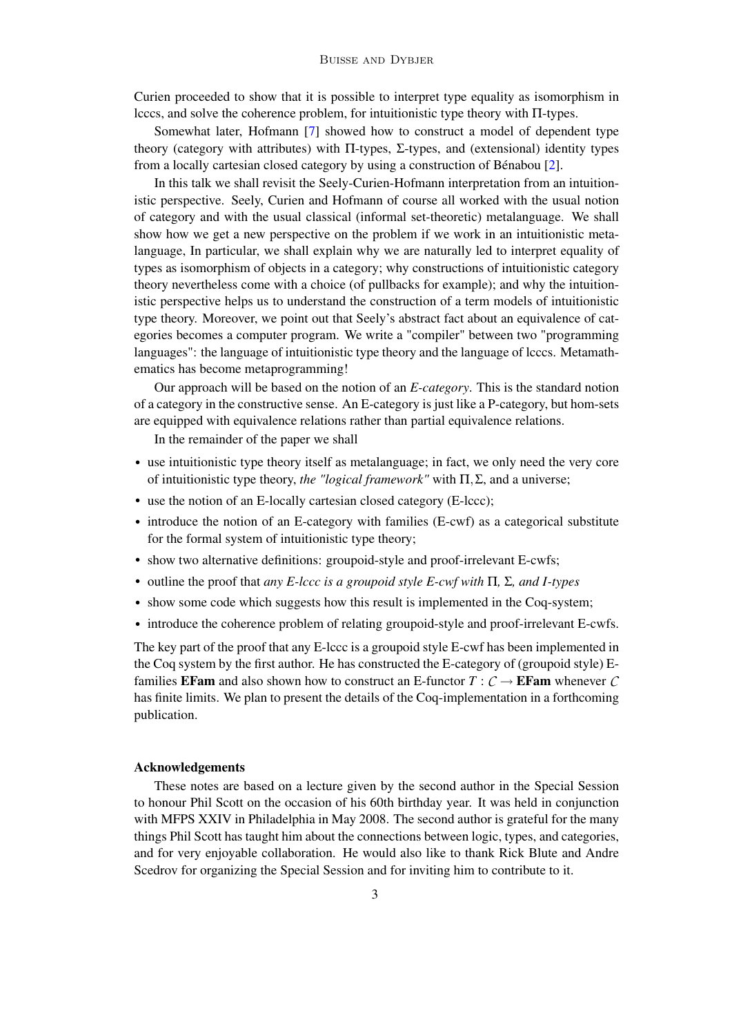Curien proceeded to show that it is possible to interpret type equality as isomorphism in lcccs, and solve the coherence problem, for intuitionistic type theory with $\Pi$-types.

Somewhat later, Hofmann [7] showed how to construct a model of dependent type theory (category with attributes) with $\Pi$-types, $\Sigma$-types, and (extensional) identity types from a locally cartesian closed category by using a construction of Bénabou [2].

In this talk we shall revisit the Seely-Curien-Hofmann interpretation from an intuitionistic perspective. Seely, Curien and Hofmann of course all worked with the usual notion of category and with the usual classical (informal set-theoretic) metalanguage. We shall show how we get a new perspective on the problem if we work in an intuitionistic metalanguage, In particular, we shall explain why we are naturally led to interpret equality of types as isomorphism of objects in a category; why constructions of intuitionistic category theory nevertheless come with a choice (of pullbacks for example); and why the intuitionistic perspective helps us to understand the construction of a term models of intuitionistic type theory. Moreover, we point out that Seely's abstract fact about an equivalence of categories becomes a computer program. We write a "compiler" between two "programming languages": the language of intuitionistic type theory and the language of lcccs. Metamathematics has become metaprogramming!

Our approach will be based on the notion of an *E-category*. This is the standard notion of a category in the constructive sense. An E-category is just like a P-category, but hom-sets are equipped with equivalence relations rather than partial equivalence relations.

In the remainder of the paper we shall

- use intuitionistic type theory itself as metalanguage; in fact, we only need the very core of intuitionistic type theory, *the "logical framework"* with $\Pi, \Sigma$, and a universe;
- use the notion of an E-locally cartesian closed category (E-lccc);
- introduce the notion of an E-category with families (E-cwf) as a categorical substitute for the formal system of intuitionistic type theory;
- show two alternative definitions: groupoid-style and proof-irrelevant E-cwfs;
- outline the proof that *any E-lccc is a groupoid style E-cwf with* $\Pi$, $\Sigma$, *and I-types*
- show some code which suggests how this result is implemented in the Coq-system;
- introduce the coherence problem of relating groupoid-style and proof-irrelevant E-cwfs.

The key part of the proof that any E-lccc is a groupoid style E-cwf has been implemented in the Coq system by the first author. He has constructed the E-category of (groupoid style) E-families **EFam** and also shown how to construct an E-functor $T : \mathcal{C} \to$ **EFam** whenever $\mathcal{C}$ has finite limits. We plan to present the details of the Coq-implementation in a forthcoming publication.

### Acknowledgements

These notes are based on a lecture given by the second author in the Special Session to honour Phil Scott on the occasion of his 60th birthday year. It was held in conjunction with MFPS XXIV in Philadelphia in May 2008. The second author is grateful for the many things Phil Scott has taught him about the connections between logic, types, and categories, and for very enjoyable collaboration. He would also like to thank Rick Blute and Andre Scedrov for organizing the Special Session and for inviting him to contribute to it.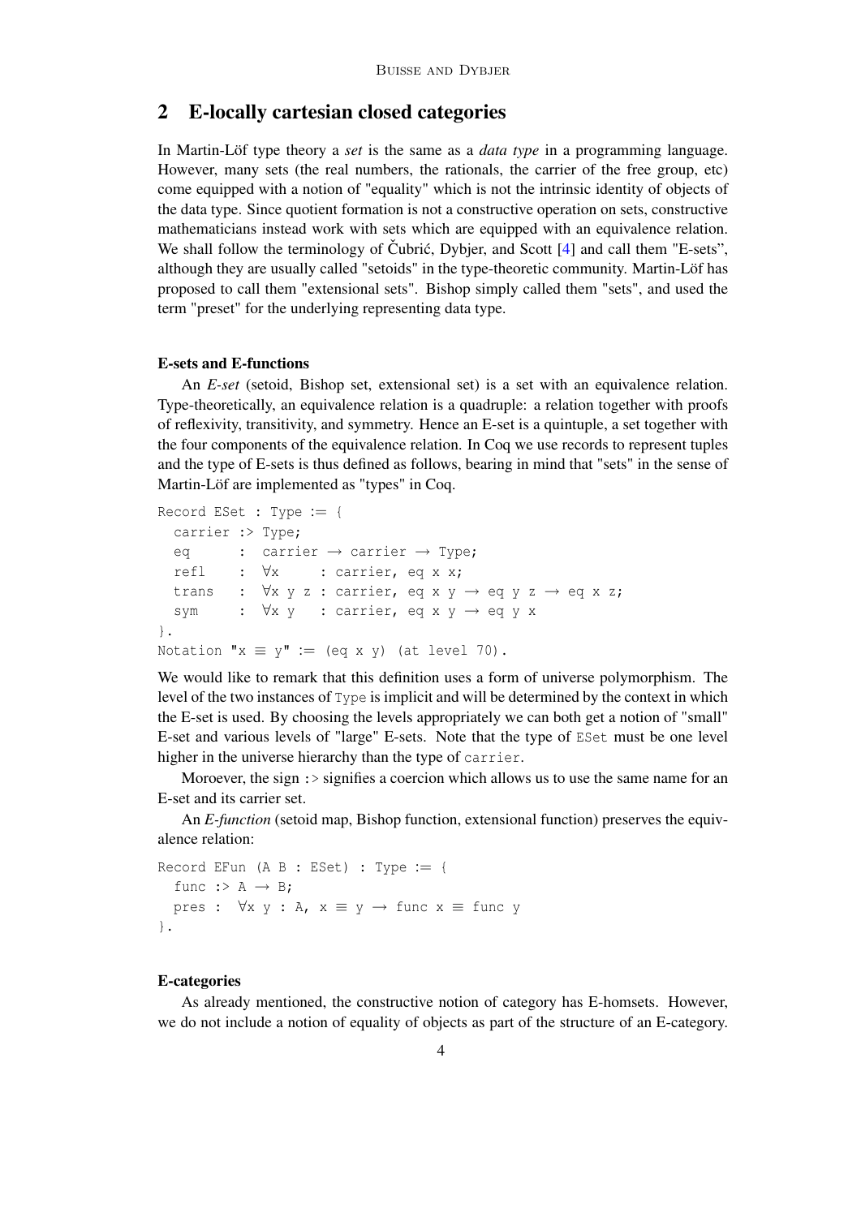## 2 E-locally cartesian closed categories

In Martin-Löf type theory a *set* is the same as a *data type* in a programming language. However, many sets (the real numbers, the rationals, the carrier of the free group, etc) come equipped with a notion of "equality" which is not the intrinsic identity of objects of the data type. Since quotient formation is not a constructive operation on sets, constructive mathematicians instead work with sets which are equipped with an equivalence relation. We shall follow the terminology of Čubrić, Dybjer, and Scott [4] and call them "E-sets", although they are usually called "setoids" in the type-theoretic community. Martin-Löf has proposed to call them "extensional sets". Bishop simply called them "sets", and used the term "preset" for the underlying representing data type.

**E-sets and E-functions**

An *E-set* (setoid, Bishop set, extensional set) is a set with an equivalence relation. Type-theoretically, an equivalence relation is a quadruple: a relation together with proofs of reflexivity, transitivity, and symmetry. Hence an E-set is a quintuple, a set together with the four components of the equivalence relation. In Coq we use records to represent tuples and the type of E-sets is thus defined as follows, bearing in mind that "sets" in the sense of Martin-Löf are implemented as "types" in Coq.

```
Record ESet : Type := {
  carrier :> Type;
  eq      :  carrier → carrier → Type;
  refl    :  ∀x     : carrier, eq x x;
  trans   :  ∀x y z : carrier, eq x y → eq y z → eq x z;
  sym     :  ∀x y   : carrier, eq x y → eq y x
}.
Notation "x ≡ y" := (eq x y) (at level 70).
```

We would like to remark that this definition uses a form of universe polymorphism. The level of the two instances of `Type` is implicit and will be determined by the context in which the E-set is used. By choosing the levels appropriately we can both get a notion of "small" E-set and various levels of "large" E-sets. Note that the type of `ESet` must be one level higher in the universe hierarchy than the type of `carrier`.

Moroever, the sign `:>` signifies a coercion which allows us to use the same name for an E-set and its carrier set.

An *E-function* (setoid map, Bishop function, extensional function) preserves the equivalence relation:

```
Record EFun (A B : ESet) : Type := {
  func :> A → B;
  pres :  ∀x y : A, x ≡ y → func x ≡ func y
}.
```

**E-categories**

As already mentioned, the constructive notion of category has E-homsets. However, we do not include a notion of equality of objects as part of the structure of an E-category.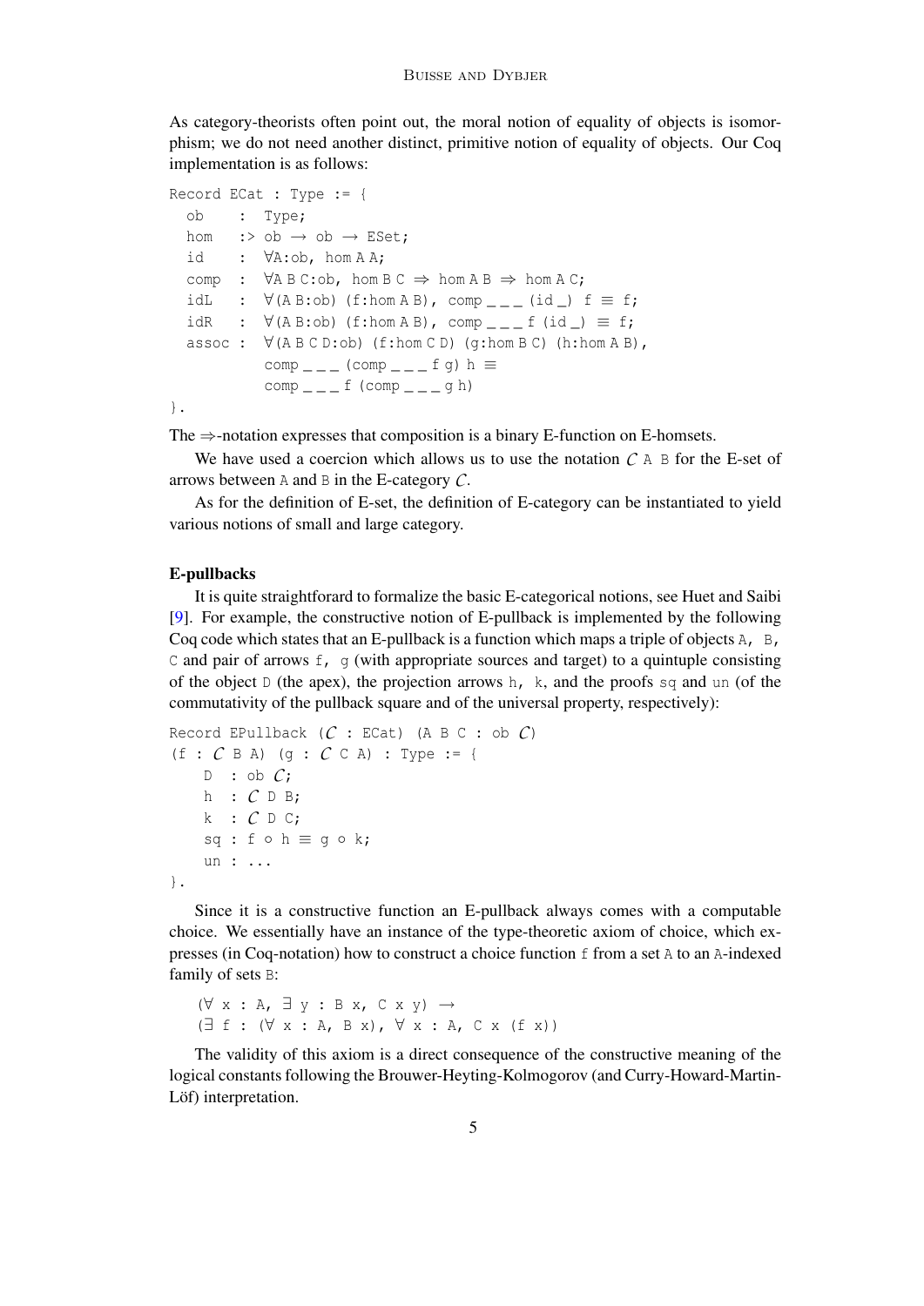As category-theorists often point out, the moral notion of equality of objects is isomorphism; we do not need another distinct, primitive notion of equality of objects. Our Coq implementation is as follows:

```
Record ECat : Type := {
  ob    : Type;
  hom   :> ob → ob → ESet;
  id    : ∀A:ob, hom A A;
  comp  : ∀A B C:ob, hom B C ⇒ hom A B ⇒ hom A C;
  idL   : ∀(A B:ob) (f:hom A B), comp _ _ _ (id _) f ≡ f;
  idR   : ∀(A B:ob) (f:hom A B), comp _ _ _ f (id _) ≡ f;
  assoc : ∀(A B C D:ob) (f:hom C D) (g:hom B C) (h:hom A B),
          comp _ _ _ (comp _ _ _ f g) h ≡
          comp _ _ _ f (comp _ _ _ g h)
}.
```

The ⇒-notation expresses that composition is a binary E-function on E-homsets.

We have used a coercion which allows us to use the notation $\mathcal{C}$ `A B` for the E-set of arrows between `A` and `B` in the E-category $\mathcal{C}$.

As for the definition of E-set, the definition of E-category can be instantiated to yield various notions of small and large category.

**E-pullbacks**

It is quite straightforard to formalize the basic E-categorical notions, see Huet and Saibi [9]. For example, the constructive notion of E-pullback is implemented by the following Coq code which states that an E-pullback is a function which maps a triple of objects `A, B, C` and pair of arrows `f, g` (with appropriate sources and target) to a quintuple consisting of the object `D` (the apex), the projection arrows `h, k`, and the proofs `sq` and `un` (of the commutativity of the pullback square and of the universal property, respectively):

```
Record EPullback (𝒞 : ECat) (A B C : ob 𝒞)
(f : 𝒞 B A) (g : 𝒞 C A) : Type := {
    D  : ob 𝒞;
    h  : 𝒞 D B;
    k  : 𝒞 D C;
    sq : f ∘ h ≡ g ∘ k;
    un : ...
}.
```

Since it is a constructive function an E-pullback always comes with a computable choice. We essentially have an instance of the type-theoretic axiom of choice, which expresses (in Coq-notation) how to construct a choice function `f` from a set `A` to an `A`-indexed family of sets `B`:

```
(∀ x : A, ∃ y : B x, C x y) →
(∃ f : (∀ x : A, B x), ∀ x : A, C x (f x))
```

The validity of this axiom is a direct consequence of the constructive meaning of the logical constants following the Brouwer-Heyting-Kolmogorov (and Curry-Howard-Martin-Löf) interpretation.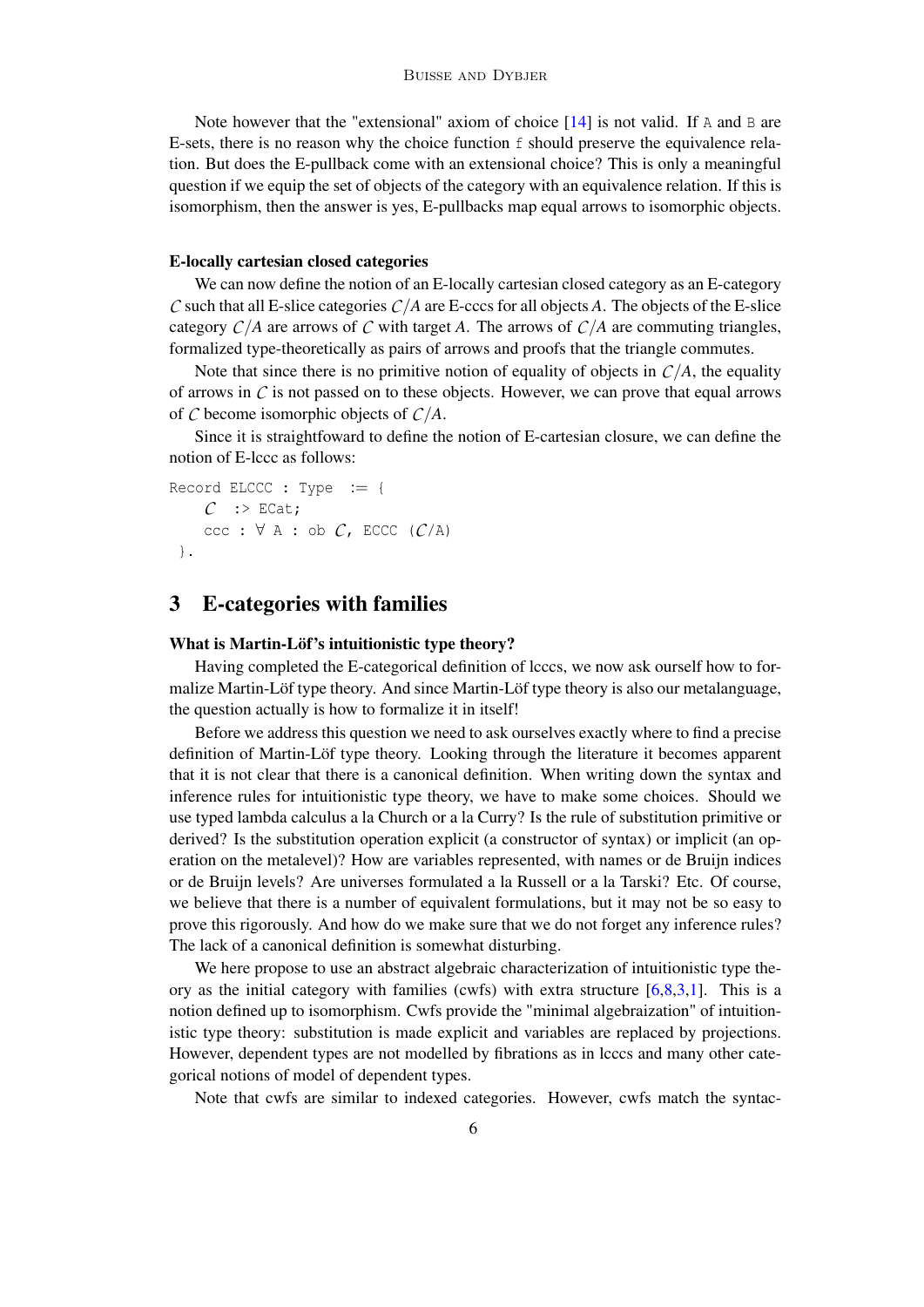Note however that the "extensional" axiom of choice [14] is not valid. If A and B are E-sets, there is no reason why the choice function f should preserve the equivalence relation. But does the E-pullback come with an extensional choice? This is only a meaningful question if we equip the set of objects of the category with an equivalence relation. If this is isomorphism, then the answer is yes, E-pullbacks map equal arrows to isomorphic objects.

**E-locally cartesian closed categories**

We can now define the notion of an E-locally cartesian closed category as an E-category $\mathcal{C}$ such that all E-slice categories $\mathcal{C}/A$ are E-cccs for all objects $A$. The objects of the E-slice category $\mathcal{C}/A$ are arrows of $\mathcal{C}$ with target $A$. The arrows of $\mathcal{C}/A$ are commuting triangles, formalized type-theoretically as pairs of arrows and proofs that the triangle commutes.

Note that since there is no primitive notion of equality of objects in $\mathcal{C}/A$, the equality of arrows in $\mathcal{C}$ is not passed on to these objects. However, we can prove that equal arrows of $\mathcal{C}$ become isomorphic objects of $\mathcal{C}/A$.

Since it is straightfoward to define the notion of E-cartesian closure, we can define the notion of E-lccc as follows:

```
Record ELCCC : Type  := {
    𝒞  :> ECat;
    ccc : ∀ A : ob 𝒞, ECCC (𝒞/A)
 }.
```

## 3 E-categories with families

**What is Martin-Löf's intuitionistic type theory?**

Having completed the E-categorical definition of lcccs, we now ask ourself how to formalize Martin-Löf type theory. And since Martin-Löf type theory is also our metalanguage, the question actually is how to formalize it in itself!

Before we address this question we need to ask ourselves exactly where to find a precise definition of Martin-Löf type theory. Looking through the literature it becomes apparent that it is not clear that there is a canonical definition. When writing down the syntax and inference rules for intuitionistic type theory, we have to make some choices. Should we use typed lambda calculus a la Church or a la Curry? Is the rule of substitution primitive or derived? Is the substitution operation explicit (a constructor of syntax) or implicit (an operation on the metalevel)? How are variables represented, with names or de Bruijn indices or de Bruijn levels? Are universes formulated a la Russell or a la Tarski? Etc. Of course, we believe that there is a number of equivalent formulations, but it may not be so easy to prove this rigorously. And how do we make sure that we do not forget any inference rules? The lack of a canonical definition is somewhat disturbing.

We here propose to use an abstract algebraic characterization of intuitionistic type theory as the initial category with families (cwfs) with extra structure [6,8,3,1]. This is a notion defined up to isomorphism. Cwfs provide the "minimal algebraization" of intuitionistic type theory: substitution is made explicit and variables are replaced by projections. However, dependent types are not modelled by fibrations as in lcccs and many other categorical notions of model of dependent types.

Note that cwfs are similar to indexed categories. However, cwfs match the syntac-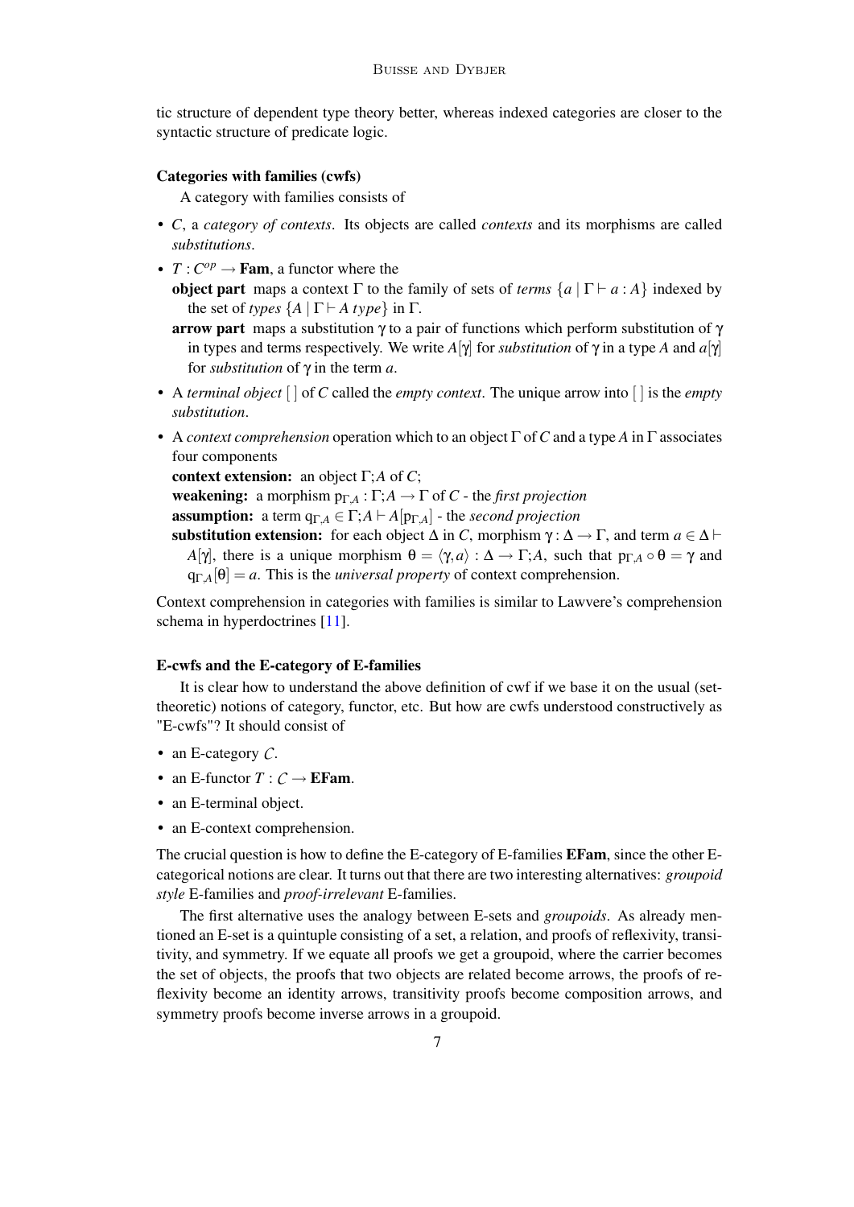tic structure of dependent type theory better, whereas indexed categories are closer to the syntactic structure of predicate logic.

**Categories with families (cwfs)**

A category with families consists of

- $C$, a *category of contexts*. Its objects are called *contexts* and its morphisms are called *substitutions*.
- $T : C^{op} \to \mathbf{Fam}$, a functor where the
  - **object part** maps a context $\Gamma$ to the family of sets of *terms* $\{a \mid \Gamma \vdash a : A\}$ indexed by the set of *types* $\{A \mid \Gamma \vdash A\ type\}$ in $\Gamma$.
  - **arrow part** maps a substitution $\gamma$ to a pair of functions which perform substitution of $\gamma$ in types and terms respectively. We write $A[\gamma]$ for *substitution* of $\gamma$ in a type $A$ and $a[\gamma]$ for *substitution* of $\gamma$ in the term $a$.
- A *terminal object* $[\,]$ of $C$ called the *empty context*. The unique arrow into $[\,]$ is the *empty substitution*.
- A *context comprehension* operation which to an object $\Gamma$ of $C$ and a type $A$ in $\Gamma$ associates four components
  - **context extension:** an object $\Gamma; A$ of $C$;
  - **weakening:** a morphism $\mathrm{p}_{\Gamma,A} : \Gamma; A \to \Gamma$ of $C$ - the *first projection*
  - **assumption:** a term $\mathrm{q}_{\Gamma,A} \in \Gamma; A \vdash A[\mathrm{p}_{\Gamma,A}]$ - the *second projection*
  - **substitution extension:** for each object $\Delta$ in $C$, morphism $\gamma : \Delta \to \Gamma$, and term $a \in \Delta \vdash A[\gamma]$, there is a unique morphism $\theta = \langle \gamma, a \rangle : \Delta \to \Gamma; A$, such that $\mathrm{p}_{\Gamma,A} \circ \theta = \gamma$ and $\mathrm{q}_{\Gamma,A}[\theta] = a$. This is the *universal property* of context comprehension.

Context comprehension in categories with families is similar to Lawvere's comprehension schema in hyperdoctrines [11].

**E-cwfs and the E-category of E-families**

It is clear how to understand the above definition of cwf if we base it on the usual (set-theoretic) notions of category, functor, etc. But how are cwfs understood constructively as "E-cwfs"? It should consist of

- an E-category $\mathcal{C}$.
- an E-functor $T : \mathcal{C} \to \mathbf{EFam}$.
- an E-terminal object.
- an E-context comprehension.

The crucial question is how to define the E-category of E-families $\mathbf{EFam}$, since the other E-categorical notions are clear. It turns out that there are two interesting alternatives: *groupoid style* E-families and *proof-irrelevant* E-families.

The first alternative uses the analogy between E-sets and *groupoids*. As already mentioned an E-set is a quintuple consisting of a set, a relation, and proofs of reflexivity, transitivity, and symmetry. If we equate all proofs we get a groupoid, where the carrier becomes the set of objects, the proofs that two objects are related become arrows, the proofs of reflexivity become an identity arrows, transitivity proofs become composition arrows, and symmetry proofs become inverse arrows in a groupoid.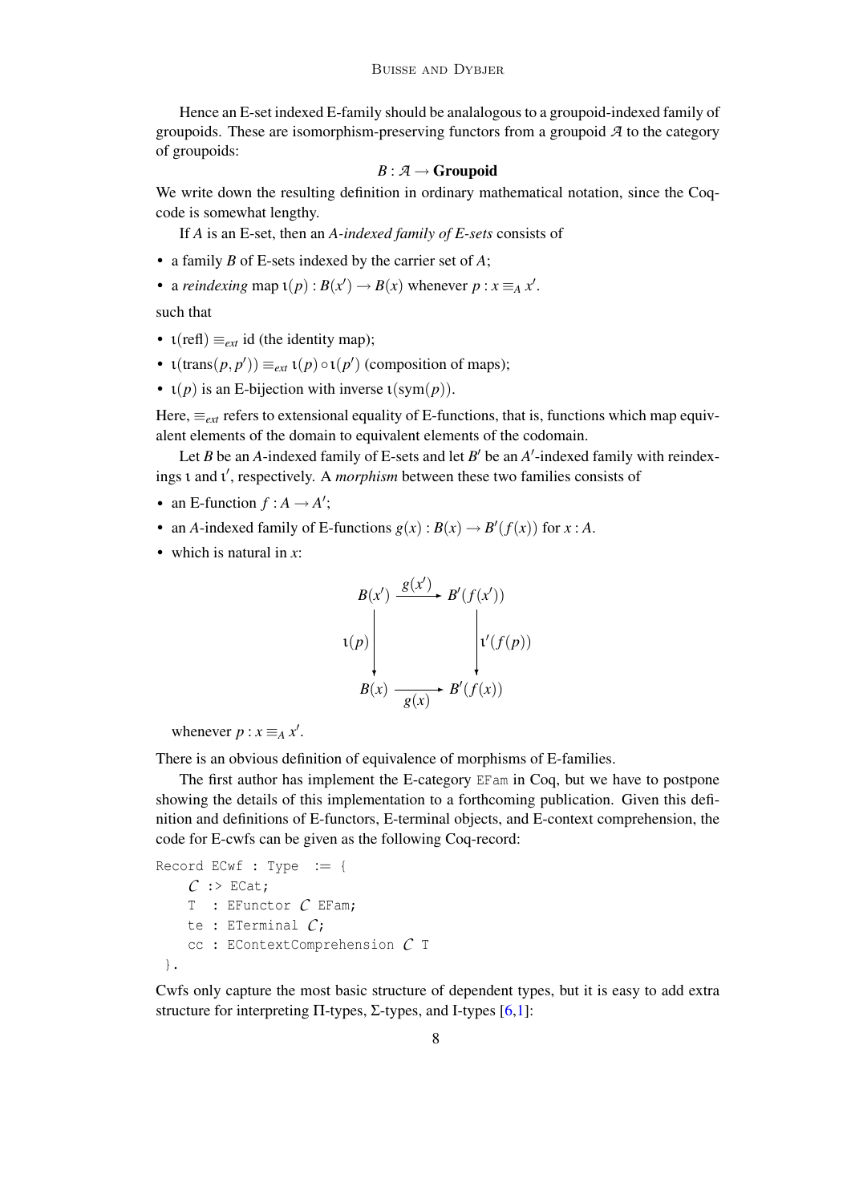Hence an E-set indexed E-family should be analalogous to a groupoid-indexed family of groupoids. These are isomorphism-preserving functors from a groupoid $\mathcal{A}$ to the category of groupoids:

$$B : \mathcal{A} \to \mathbf{Groupoid}$$

We write down the resulting definition in ordinary mathematical notation, since the Coq-code is somewhat lengthy.

If $A$ is an E-set, then an *A-indexed family of E-sets* consists of

- a family $B$ of E-sets indexed by the carrier set of $A$;
- a *reindexing* map $\iota(p) : B(x') \to B(x)$ whenever $p : x \equiv_A x'$.

such that

- $\iota(\text{refl}) \equiv_{ext}$ id (the identity map);
- $\iota(\text{trans}(p, p')) \equiv_{ext} \iota(p) \circ \iota(p')$ (composition of maps);
- $\iota(p)$ is an E-bijection with inverse $\iota(\text{sym}(p))$.

Here, $\equiv_{ext}$ refers to extensional equality of E-functions, that is, functions which map equivalent elements of the domain to equivalent elements of the codomain.

Let $B$ be an $A$-indexed family of E-sets and let $B'$ be an $A'$-indexed family with reindexings $\iota$ and $\iota'$, respectively. A *morphism* between these two families consists of

- an E-function $f : A \to A'$;
- an $A$-indexed family of E-functions $g(x) : B(x) \to B'(f(x))$ for $x : A$.
- which is natural in $x$:

$$\begin{array}{ccc} B(x') & \xrightarrow{g(x')} & B'(f(x')) \\ \downarrow{\scriptstyle \iota(p)} & & \downarrow{\scriptstyle \iota'(f(p))} \\ B(x) & \xrightarrow[g(x)]{} & B'(f(x)) \end{array}$$

  whenever $p : x \equiv_A x'$.

There is an obvious definition of equivalence of morphisms of E-families.

The first author has implement the E-category `EFam` in Coq, but we have to postpone showing the details of this implementation to a forthcoming publication. Given this definition and definitions of E-functors, E-terminal objects, and E-context comprehension, the code for E-cwfs can be given as the following Coq-record:

```
Record ECwf : Type  := {
    C :> ECat;
    T  : EFunctor C EFam;
    te : ETerminal C;
    cc : EContextComprehension C T
 }.
```

Cwfs only capture the most basic structure of dependent types, but it is easy to add extra structure for interpreting $\Pi$-types, $\Sigma$-types, and I-types [6,1]: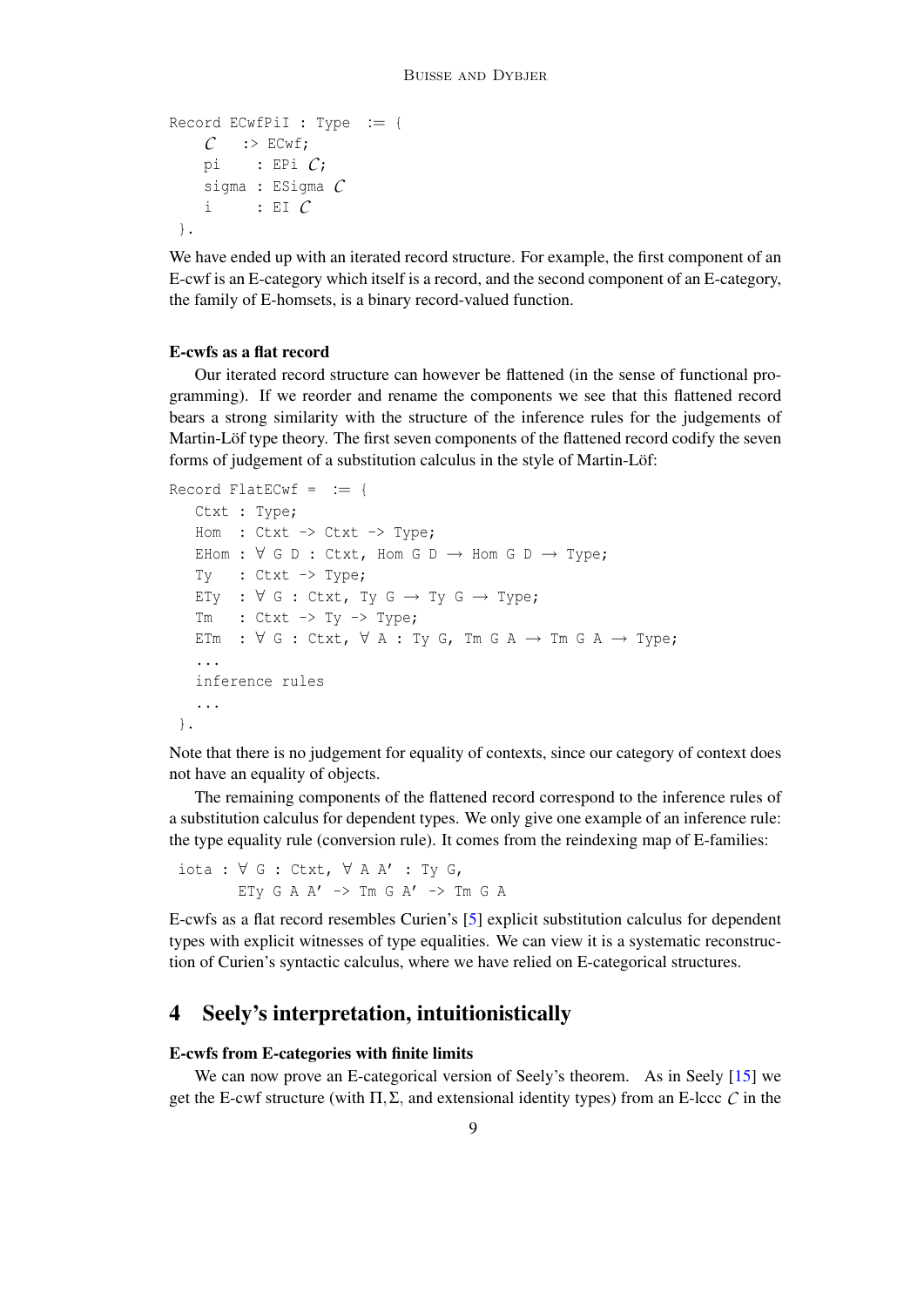```
Record ECwfPiI : Type  := {
    C   :> ECwf;
    pi    : EPi C;
    sigma : ESigma C
    i     : EI C
 }.
```

We have ended up with an iterated record structure. For example, the first component of an E-cwf is an E-category which itself is a record, and the second component of an E-category, the family of E-homsets, is a binary record-valued function.

### E-cwfs as a flat record

Our iterated record structure can however be flattened (in the sense of functional programming). If we reorder and rename the components we see that this flattened record bears a strong similarity with the structure of the inference rules for the judgements of Martin-Löf type theory. The first seven components of the flattened record codify the seven forms of judgement of a substitution calculus in the style of Martin-Löf:

```
Record FlatECwf =  := {
   Ctxt : Type;
   Hom  : Ctxt -> Ctxt -> Type;
   EHom : ∀ G D : Ctxt, Hom G D → Hom G D → Type;
   Ty   : Ctxt -> Type;
   ETy  : ∀ G : Ctxt, Ty G → Ty G → Type;
   Tm   : Ctxt -> Ty -> Type;
   ETm  : ∀ G : Ctxt, ∀ A : Ty G, Tm G A → Tm G A → Type;
   ...
   inference rules
   ...
 }.
```

Note that there is no judgement for equality of contexts, since our category of context does not have an equality of objects.

The remaining components of the flattened record correspond to the inference rules of a substitution calculus for dependent types. We only give one example of an inference rule: the type equality rule (conversion rule). It comes from the reindexing map of E-families:

```
iota : ∀ G : Ctxt, ∀ A A' : Ty G,
        ETy G A A' -> Tm G A' -> Tm G A
```

E-cwfs as a flat record resembles Curien's [5] explicit substitution calculus for dependent types with explicit witnesses of type equalities. We can view it is a systematic reconstruction of Curien's syntactic calculus, where we have relied on E-categorical structures.

## 4 Seely's interpretation, intuitionistically

### E-cwfs from E-categories with finite limits

We can now prove an E-categorical version of Seely's theorem. As in Seely [15] we get the E-cwf structure (with $\Pi, \Sigma$, and extensional identity types) from an E-lccc $\mathcal{C}$ in the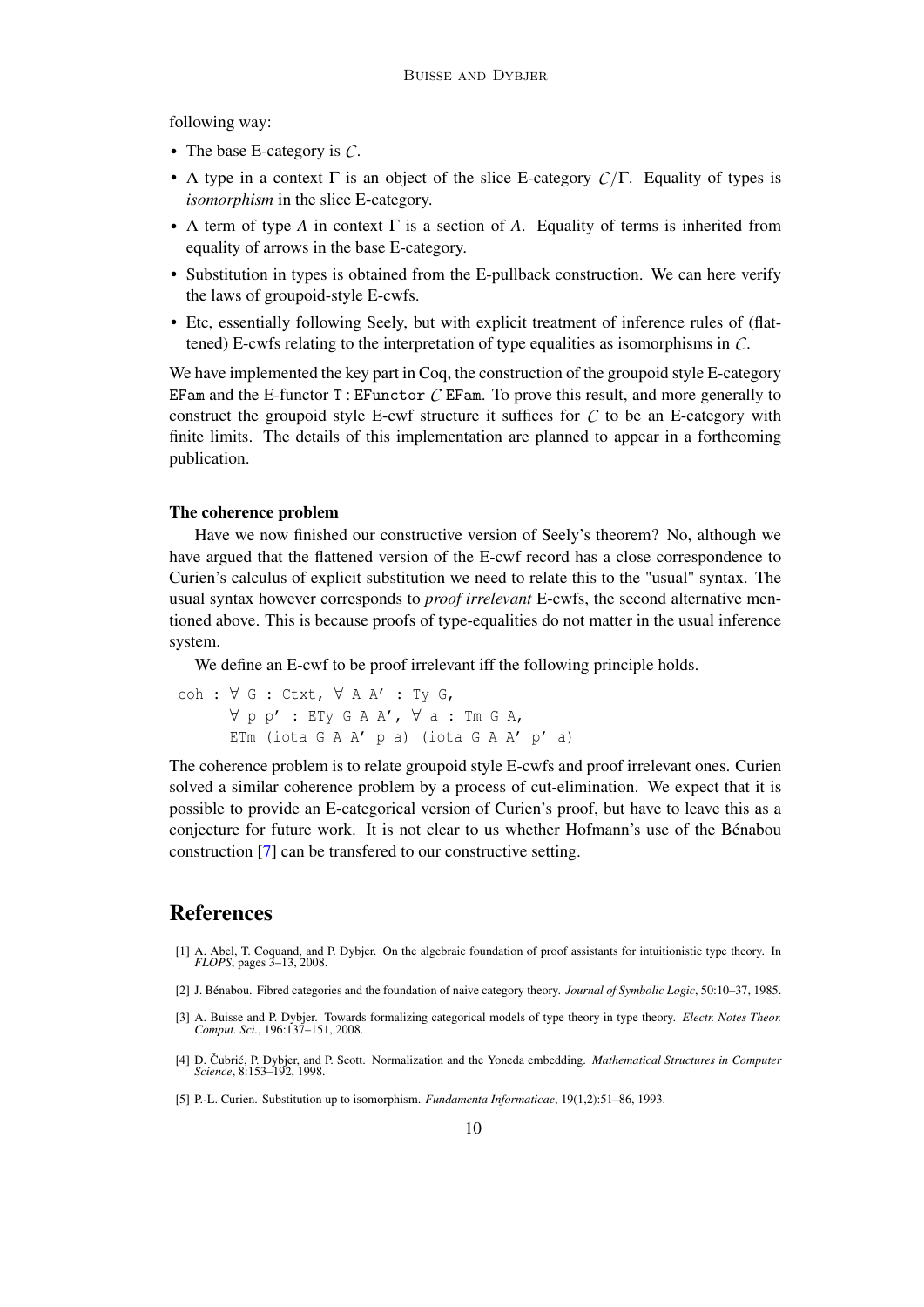following way:

- The base E-category is $\mathcal{C}$.
- A type in a context $\Gamma$ is an object of the slice E-category $\mathcal{C}/\Gamma$. Equality of types is *isomorphism* in the slice E-category.
- A term of type $A$ in context $\Gamma$ is a section of $A$. Equality of terms is inherited from equality of arrows in the base E-category.
- Substitution in types is obtained from the E-pullback construction. We can here verify the laws of groupoid-style E-cwfs.
- Etc, essentially following Seely, but with explicit treatment of inference rules of (flattened) E-cwfs relating to the interpretation of type equalities as isomorphisms in $\mathcal{C}$.

We have implemented the key part in Coq, the construction of the groupoid style E-category `EFam` and the E-functor `T : EFunctor` $\mathcal{C}$ `EFam`. To prove this result, and more generally to construct the groupoid style E-cwf structure it suffices for $\mathcal{C}$ to be an E-category with finite limits. The details of this implementation are planned to appear in a forthcoming publication.

#### The coherence problem

Have we now finished our constructive version of Seely's theorem? No, although we have argued that the flattened version of the E-cwf record has a close correspondence to Curien's calculus of explicit substitution we need to relate this to the "usual" syntax. The usual syntax however corresponds to *proof irrelevant* E-cwfs, the second alternative mentioned above. This is because proofs of type-equalities do not matter in the usual inference system.

We define an E-cwf to be proof irrelevant iff the following principle holds.

```
coh : ∀ G : Ctxt, ∀ A A' : Ty G,
      ∀ p p' : ETy G A A', ∀ a : Tm G A,
      ETm (iota G A A' p a) (iota G A A' p' a)
```

The coherence problem is to relate groupoid style E-cwfs and proof irrelevant ones. Curien solved a similar coherence problem by a process of cut-elimination. We expect that it is possible to provide an E-categorical version of Curien's proof, but have to leave this as a conjecture for future work. It is not clear to us whether Hofmann's use of the Bénabou construction [7] can be transfered to our constructive setting.

## References

[1] A. Abel, T. Coquand, and P. Dybjer. On the algebraic foundation of proof assistants for intuitionistic type theory. In *FLOPS*, pages 3–13, 2008.

[2] J. Bénabou. Fibred categories and the foundation of naive category theory. *Journal of Symbolic Logic*, 50:10–37, 1985.

[3] A. Buisse and P. Dybjer. Towards formalizing categorical models of type theory in type theory. *Electr. Notes Theor. Comput. Sci.*, 196:137–151, 2008.

[4] D. Čubrić, P. Dybjer, and P. Scott. Normalization and the Yoneda embedding. *Mathematical Structures in Computer Science*, 8:153–192, 1998.

[5] P.-L. Curien. Substitution up to isomorphism. *Fundamenta Informaticae*, 19(1,2):51–86, 1993.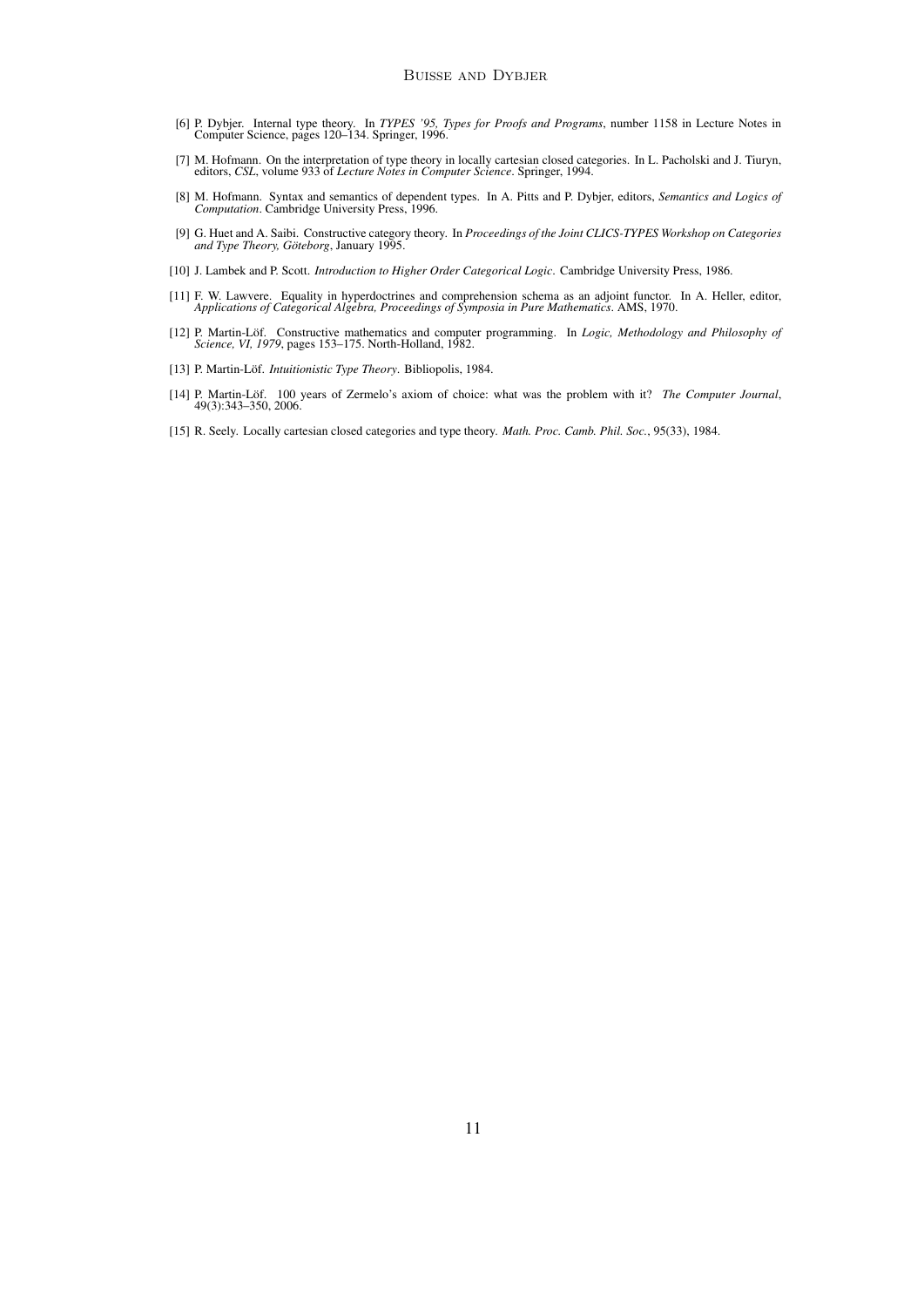[6] P. Dybjer. Internal type theory. In *TYPES '95, Types for Proofs and Programs*, number 1158 in Lecture Notes in Computer Science, pages 120–134. Springer, 1996.

[7] M. Hofmann. On the interpretation of type theory in locally cartesian closed categories. In L. Pacholski and J. Tiuryn, editors, *CSL*, volume 933 of *Lecture Notes in Computer Science*. Springer, 1994.

[8] M. Hofmann. Syntax and semantics of dependent types. In A. Pitts and P. Dybjer, editors, *Semantics and Logics of Computation*. Cambridge University Press, 1996.

[9] G. Huet and A. Saibi. Constructive category theory. In *Proceedings of the Joint CLICS-TYPES Workshop on Categories and Type Theory, Göteborg*, January 1995.

[10] J. Lambek and P. Scott. *Introduction to Higher Order Categorical Logic*. Cambridge University Press, 1986.

[11] F. W. Lawvere. Equality in hyperdoctrines and comprehension schema as an adjoint functor. In A. Heller, editor, *Applications of Categorical Algebra, Proceedings of Symposia in Pure Mathematics*. AMS, 1970.

[12] P. Martin-Löf. Constructive mathematics and computer programming. In *Logic, Methodology and Philosophy of Science, VI, 1979*, pages 153–175. North-Holland, 1982.

[13] P. Martin-Löf. *Intuitionistic Type Theory*. Bibliopolis, 1984.

[14] P. Martin-Löf. 100 years of Zermelo's axiom of choice: what was the problem with it? *The Computer Journal*, 49(3):343–350, 2006.

[15] R. Seely. Locally cartesian closed categories and type theory. *Math. Proc. Camb. Phil. Soc.*, 95(33), 1984.